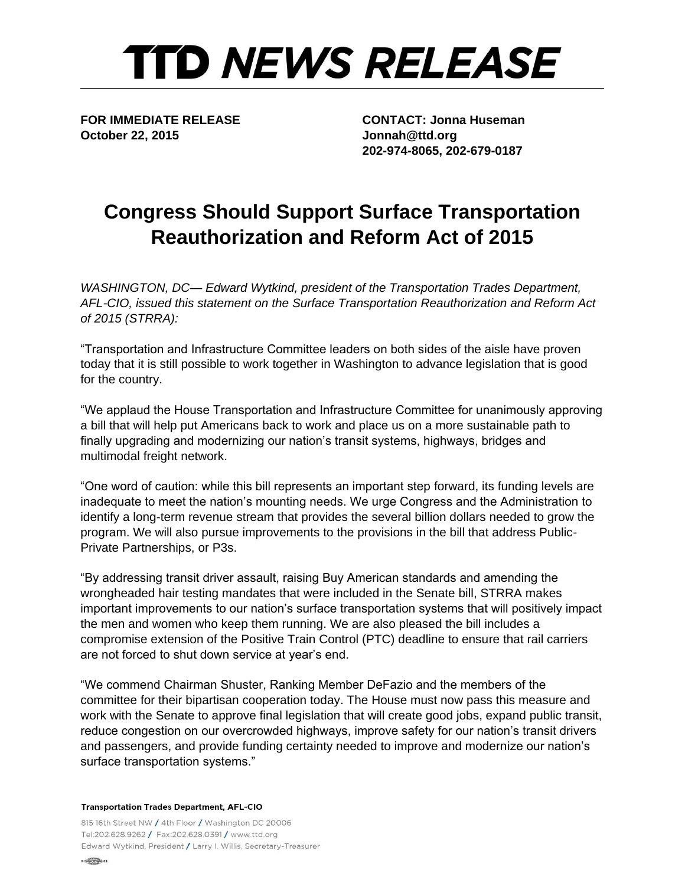# TTD NEWS RELEASE

**FOR IMMEDIATE RELEASE**
**October 22, 2015**

**CONTACT: Jonna Huseman**
**Jonnah@ttd.org**
**202-974-8065, 202-679-0187**

## Congress Should Support Surface Transportation Reauthorization and Reform Act of 2015

*WASHINGTON, DC— Edward Wytkind, president of the Transportation Trades Department, AFL-CIO, issued this statement on the Surface Transportation Reauthorization and Reform Act of 2015 (STRRA):*

"Transportation and Infrastructure Committee leaders on both sides of the aisle have proven today that it is still possible to work together in Washington to advance legislation that is good for the country.

"We applaud the House Transportation and Infrastructure Committee for unanimously approving a bill that will help put Americans back to work and place us on a more sustainable path to finally upgrading and modernizing our nation's transit systems, highways, bridges and multimodal freight network.

"One word of caution: while this bill represents an important step forward, its funding levels are inadequate to meet the nation's mounting needs. We urge Congress and the Administration to identify a long-term revenue stream that provides the several billion dollars needed to grow the program. We will also pursue improvements to the provisions in the bill that address Public-Private Partnerships, or P3s.

"By addressing transit driver assault, raising Buy American standards and amending the wrongheaded hair testing mandates that were included in the Senate bill, STRRA makes important improvements to our nation's surface transportation systems that will positively impact the men and women who keep them running. We are also pleased the bill includes a compromise extension of the Positive Train Control (PTC) deadline to ensure that rail carriers are not forced to shut down service at year's end.

"We commend Chairman Shuster, Ranking Member DeFazio and the members of the committee for their bipartisan cooperation today. The House must now pass this measure and work with the Senate to approve final legislation that will create good jobs, expand public transit, reduce congestion on our overcrowded highways, improve safety for our nation's transit drivers and passengers, and provide funding certainty needed to improve and modernize our nation's surface transportation systems."

**Transportation Trades Department, AFL-CIO**

815 16th Street NW / 4th Floor / Washington DC 20006
Tel:202.628.9262 / Fax:202.628.0391 / www.ttd.org
Edward Wytkind, President / Larry I. Willis, Secretary-Treasurer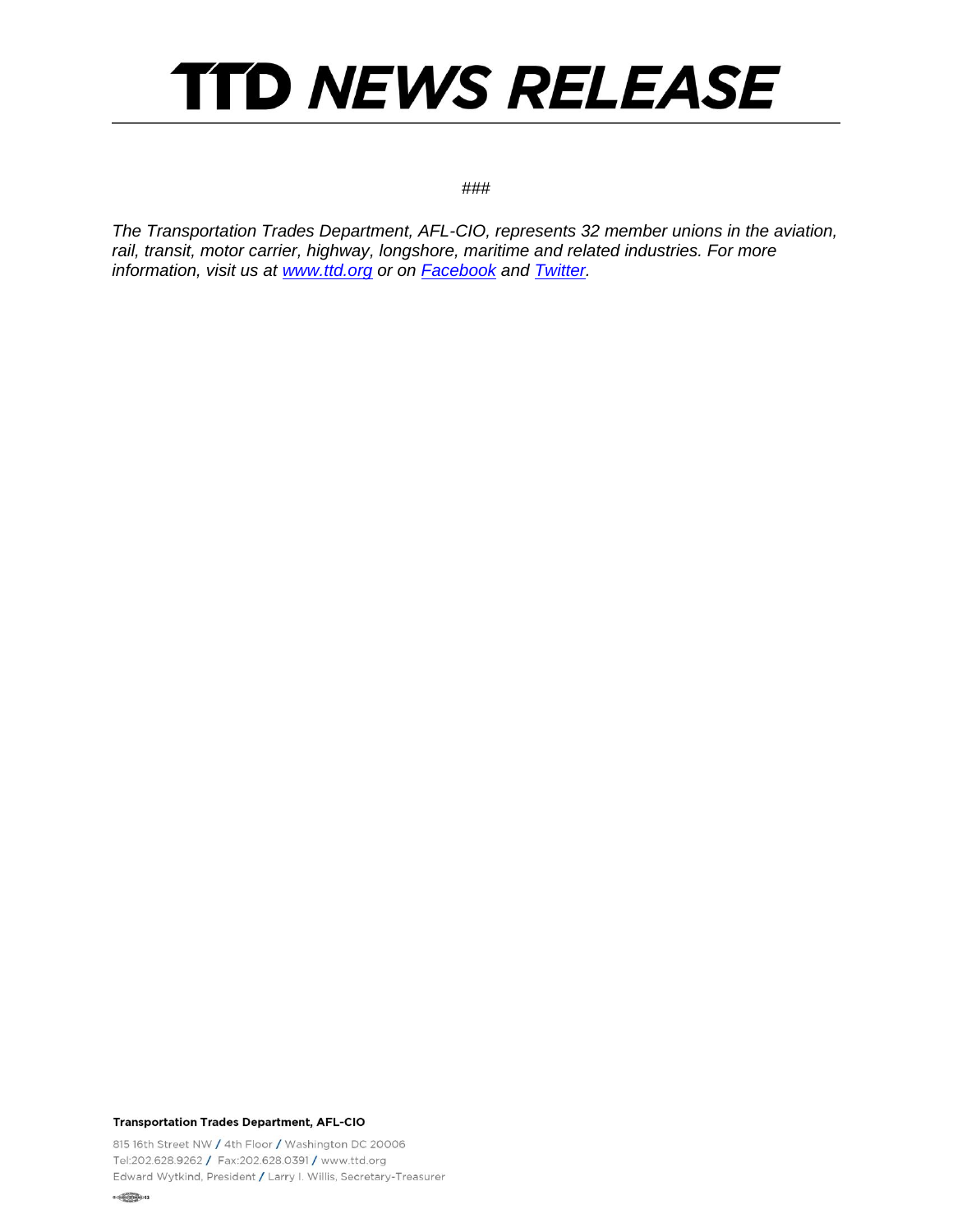###

*The Transportation Trades Department, AFL-CIO, represents 32 member unions in the aviation, rail, transit, motor carrier, highway, longshore, maritime and related industries. For more information, visit us at [www.ttd.org](http://www.ttd.org) or on [Facebook]() and [Twitter]().*

**Transportation Trades Department, AFL-CIO**

815 16th Street NW / 4th Floor / Washington DC 20006
Tel:202.628.9262 / Fax:202.628.0391 / www.ttd.org
Edward Wytkind, President / Larry I. Willis, Secretary-Treasurer